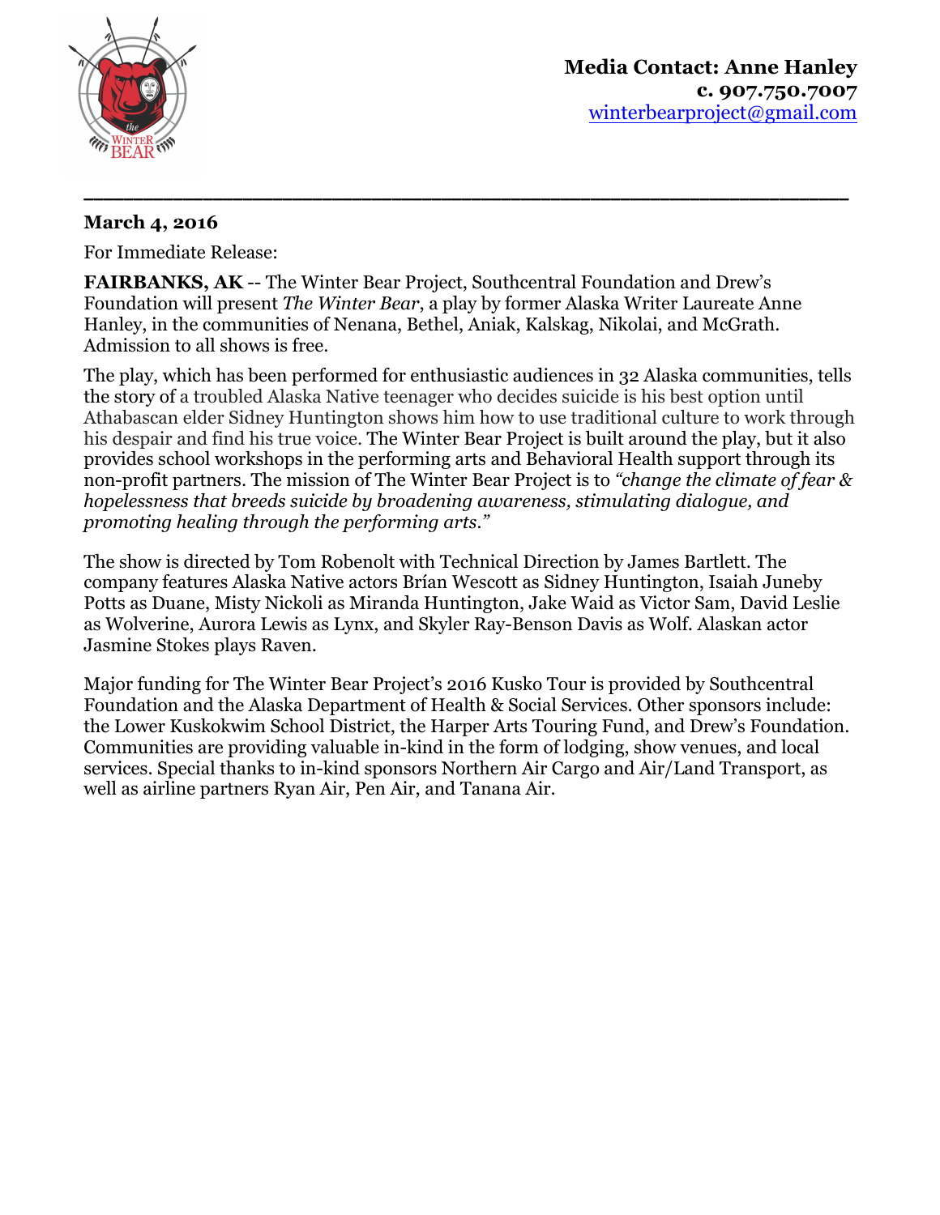**Media Contact: Anne Hanley**
**c. 907.750.7007**
[winterbearproject@gmail.com](mailto:winterbearproject@gmail.com)

---

**March 4, 2016**

For Immediate Release:

**FAIRBANKS, AK** -- The Winter Bear Project, Southcentral Foundation and Drew's Foundation will present *The Winter Bear*, a play by former Alaska Writer Laureate Anne Hanley, in the communities of Nenana, Bethel, Aniak, Kalskag, Nikolai, and McGrath. Admission to all shows is free.

The play, which has been performed for enthusiastic audiences in 32 Alaska communities, tells the story of a troubled Alaska Native teenager who decides suicide is his best option until Athabascan elder Sidney Huntington shows him how to use traditional culture to work through his despair and find his true voice. The Winter Bear Project is built around the play, but it also provides school workshops in the performing arts and Behavioral Health support through its non-profit partners. The mission of The Winter Bear Project is to *"change the climate of fear & hopelessness that breeds suicide by broadening awareness, stimulating dialogue, and promoting healing through the performing arts."*

The show is directed by Tom Robenolt with Technical Direction by James Bartlett. The company features Alaska Native actors Brían Wescott as Sidney Huntington, Isaiah Juneby Potts as Duane, Misty Nickoli as Miranda Huntington, Jake Waid as Victor Sam, David Leslie as Wolverine, Aurora Lewis as Lynx, and Skyler Ray-Benson Davis as Wolf. Alaskan actor Jasmine Stokes plays Raven.

Major funding for The Winter Bear Project's 2016 Kusko Tour is provided by Southcentral Foundation and the Alaska Department of Health & Social Services. Other sponsors include: the Lower Kuskokwim School District, the Harper Arts Touring Fund, and Drew's Foundation. Communities are providing valuable in-kind in the form of lodging, show venues, and local services. Special thanks to in-kind sponsors Northern Air Cargo and Air/Land Transport, as well as airline partners Ryan Air, Pen Air, and Tanana Air.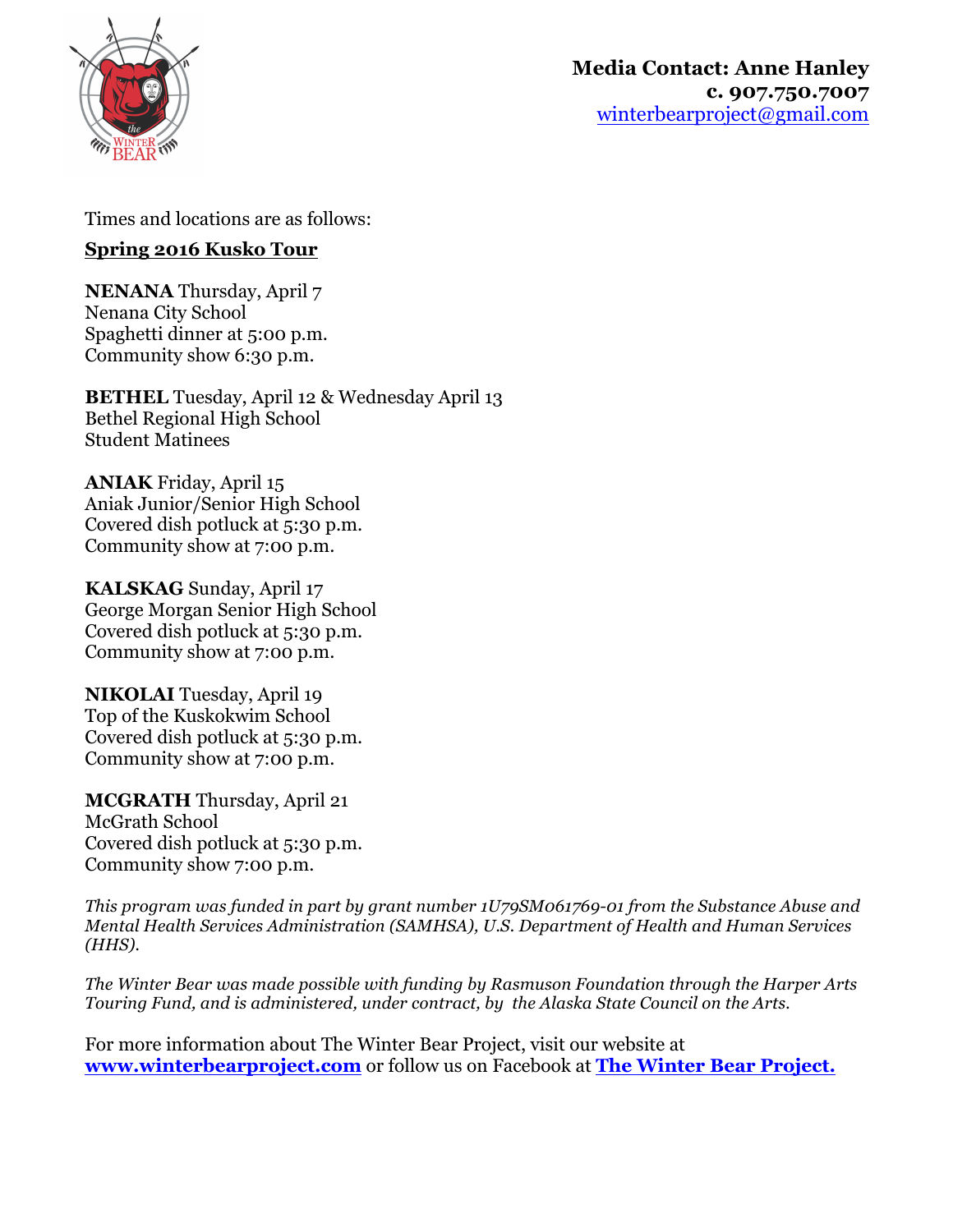**Media Contact: Anne Hanley**
**c. 907.750.7007**
winterbearproject@gmail.com

Times and locations are as follows:

**Spring 2016 Kusko Tour**

**NENANA** Thursday, April 7
Nenana City School
Spaghetti dinner at 5:00 p.m.
Community show 6:30 p.m.

**BETHEL** Tuesday, April 12 & Wednesday April 13
Bethel Regional High School
Student Matinees

**ANIAK** Friday, April 15
Aniak Junior/Senior High School
Covered dish potluck at 5:30 p.m.
Community show at 7:00 p.m.

**KALSKAG** Sunday, April 17
George Morgan Senior High School
Covered dish potluck at 5:30 p.m.
Community show at 7:00 p.m.

**NIKOLAI** Tuesday, April 19
Top of the Kuskokwim School
Covered dish potluck at 5:30 p.m.
Community show at 7:00 p.m.

**MCGRATH** Thursday, April 21
McGrath School
Covered dish potluck at 5:30 p.m.
Community show 7:00 p.m.

*This program was funded in part by grant number 1U79SM061769-01 from the Substance Abuse and Mental Health Services Administration (SAMHSA), U.S. Department of Health and Human Services (HHS).*

*The Winter Bear was made possible with funding by Rasmuson Foundation through the Harper Arts Touring Fund, and is administered, under contract, by the Alaska State Council on the Arts.*

For more information about The Winter Bear Project, visit our website at **www.winterbearproject.com** or follow us on Facebook at **The Winter Bear Project.**